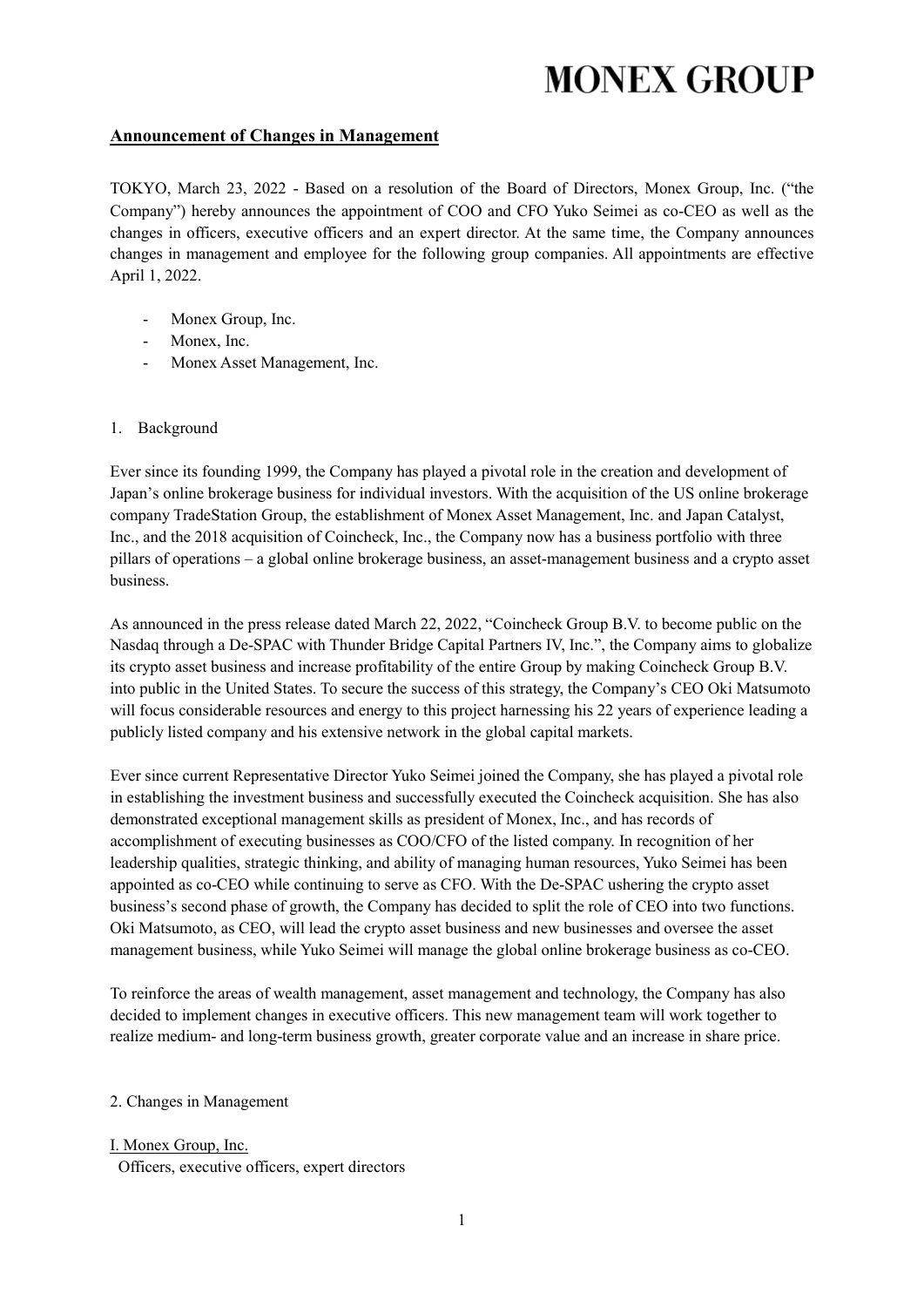**Announcement of Changes in Management**

TOKYO, March 23, 2022 - Based on a resolution of the Board of Directors, Monex Group, Inc. ("the Company") hereby announces the appointment of COO and CFO Yuko Seimei as co-CEO as well as the changes in officers, executive officers and an expert director. At the same time, the Company announces changes in management and employee for the following group companies. All appointments are effective April 1, 2022.

- Monex Group, Inc.
- Monex, Inc.
- Monex Asset Management, Inc.

1. Background

Ever since its founding 1999, the Company has played a pivotal role in the creation and development of Japan's online brokerage business for individual investors. With the acquisition of the US online brokerage company TradeStation Group, the establishment of Monex Asset Management, Inc. and Japan Catalyst, Inc., and the 2018 acquisition of Coincheck, Inc., the Company now has a business portfolio with three pillars of operations – a global online brokerage business, an asset-management business and a crypto asset business.

As announced in the press release dated March 22, 2022, "Coincheck Group B.V. to become public on the Nasdaq through a De-SPAC with Thunder Bridge Capital Partners IV, Inc.", the Company aims to globalize its crypto asset business and increase profitability of the entire Group by making Coincheck Group B.V. into public in the United States. To secure the success of this strategy, the Company's CEO Oki Matsumoto will focus considerable resources and energy to this project harnessing his 22 years of experience leading a publicly listed company and his extensive network in the global capital markets.

Ever since current Representative Director Yuko Seimei joined the Company, she has played a pivotal role in establishing the investment business and successfully executed the Coincheck acquisition. She has also demonstrated exceptional management skills as president of Monex, Inc., and has records of accomplishment of executing businesses as COO/CFO of the listed company. In recognition of her leadership qualities, strategic thinking, and ability of managing human resources, Yuko Seimei has been appointed as co-CEO while continuing to serve as CFO. With the De-SPAC ushering the crypto asset business's second phase of growth, the Company has decided to split the role of CEO into two functions. Oki Matsumoto, as CEO, will lead the crypto asset business and new businesses and oversee the asset management business, while Yuko Seimei will manage the global online brokerage business as co-CEO.

To reinforce the areas of wealth management, asset management and technology, the Company has also decided to implement changes in executive officers. This new management team will work together to realize medium- and long-term business growth, greater corporate value and an increase in share price.

2. Changes in Management

I. Monex Group, Inc.

Officers, executive officers, expert directors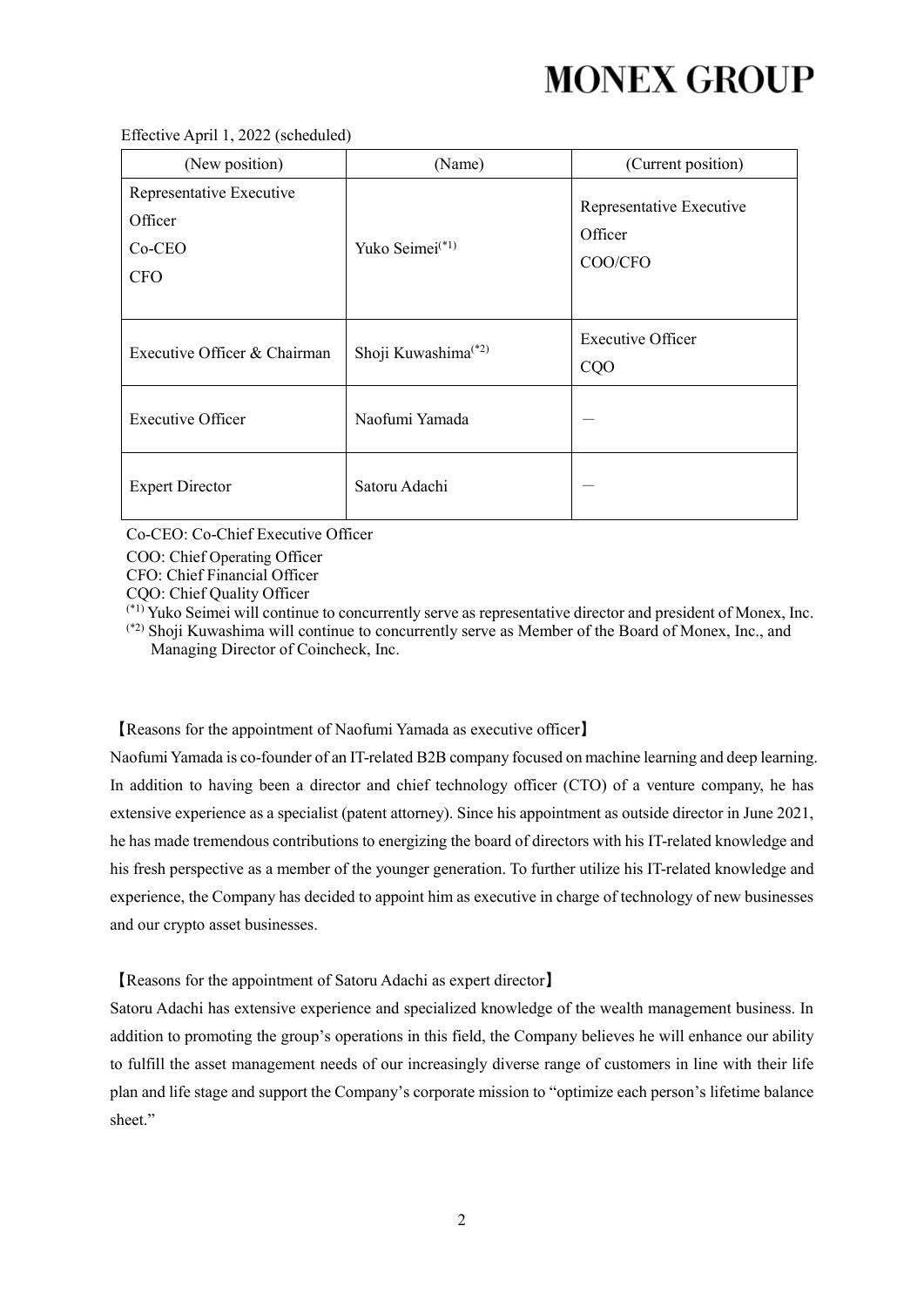Effective April 1, 2022 (scheduled)

| (New position) | (Name) | (Current position) |
| --- | --- | --- |
| Representative Executive Officer Co-CEO CFO | Yuko Seimei(*1) | Representative Executive Officer COO/CFO |
| Executive Officer & Chairman | Shoji Kuwashima(*2) | Executive Officer CQO |
| Executive Officer | Naofumi Yamada | ― |
| Expert Director | Satoru Adachi | ― |

Co-CEO: Co-Chief Executive Officer
COO: Chief Operating Officer
CFO: Chief Financial Officer
CQO: Chief Quality Officer
(*1) Yuko Seimei will continue to concurrently serve as representative director and president of Monex, Inc.
(*2) Shoji Kuwashima will continue to concurrently serve as Member of the Board of Monex, Inc., and Managing Director of Coincheck, Inc.

【Reasons for the appointment of Naofumi Yamada as executive officer】

Naofumi Yamada is co-founder of an IT-related B2B company focused on machine learning and deep learning. In addition to having been a director and chief technology officer (CTO) of a venture company, he has extensive experience as a specialist (patent attorney). Since his appointment as outside director in June 2021, he has made tremendous contributions to energizing the board of directors with his IT-related knowledge and his fresh perspective as a member of the younger generation. To further utilize his IT-related knowledge and experience, the Company has decided to appoint him as executive in charge of technology of new businesses and our crypto asset businesses.

【Reasons for the appointment of Satoru Adachi as expert director】

Satoru Adachi has extensive experience and specialized knowledge of the wealth management business. In addition to promoting the group's operations in this field, the Company believes he will enhance our ability to fulfill the asset management needs of our increasingly diverse range of customers in line with their life plan and life stage and support the Company's corporate mission to "optimize each person's lifetime balance sheet."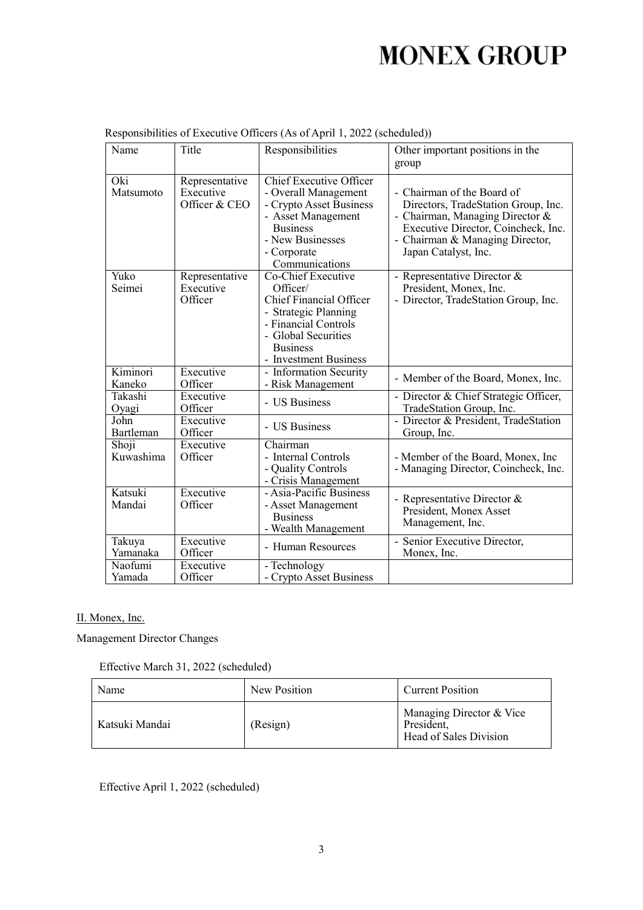Responsibilities of Executive Officers (As of April 1, 2022 (scheduled))

| Name | Title | Responsibilities | Other important positions in the group |
|---|---|---|---|
| Oki Matsumoto | Representative Executive Officer & CEO | Chief Executive Officer<br>- Overall Management<br>- Crypto Asset Business<br>- Asset Management Business<br>- New Businesses<br>- Corporate Communications | - Chairman of the Board of Directors, TradeStation Group, Inc.<br>- Chairman, Managing Director & Executive Director, Coincheck, Inc.<br>- Chairman & Managing Director, Japan Catalyst, Inc. |
| Yuko Seimei | Representative Executive Officer | Co-Chief Executive Officer/<br>Chief Financial Officer<br>- Strategic Planning<br>- Financial Controls<br>- Global Securities Business<br>- Investment Business | - Representative Director & President, Monex, Inc.<br>- Director, TradeStation Group, Inc. |
| Kiminori Kaneko | Executive Officer | - Information Security<br>- Risk Management | - Member of the Board, Monex, Inc. |
| Takashi Oyagi | Executive Officer | - US Business | - Director & Chief Strategic Officer, TradeStation Group, Inc. |
| John Bartleman | Executive Officer | - US Business | - Director & President, TradeStation Group, Inc. |
| Shoji Kuwashima | Executive Officer | Chairman<br>- Internal Controls<br>- Quality Controls<br>- Crisis Management | - Member of the Board, Monex, Inc<br>- Managing Director, Coincheck, Inc. |
| Katsuki Mandai | Executive Officer | - Asia-Pacific Business<br>- Asset Management Business<br>- Wealth Management | - Representative Director & President, Monex Asset Management, Inc. |
| Takuya Yamanaka | Executive Officer | - Human Resources | - Senior Executive Director, Monex, Inc. |
| Naofumi Yamada | Executive Officer | - Technology<br>- Crypto Asset Business | |

## II. Monex, Inc.

Management Director Changes

Effective March 31, 2022 (scheduled)

| Name | New Position | Current Position |
|---|---|---|
| Katsuki Mandai | (Resign) | Managing Director & Vice President,<br>Head of Sales Division |

Effective April 1, 2022 (scheduled)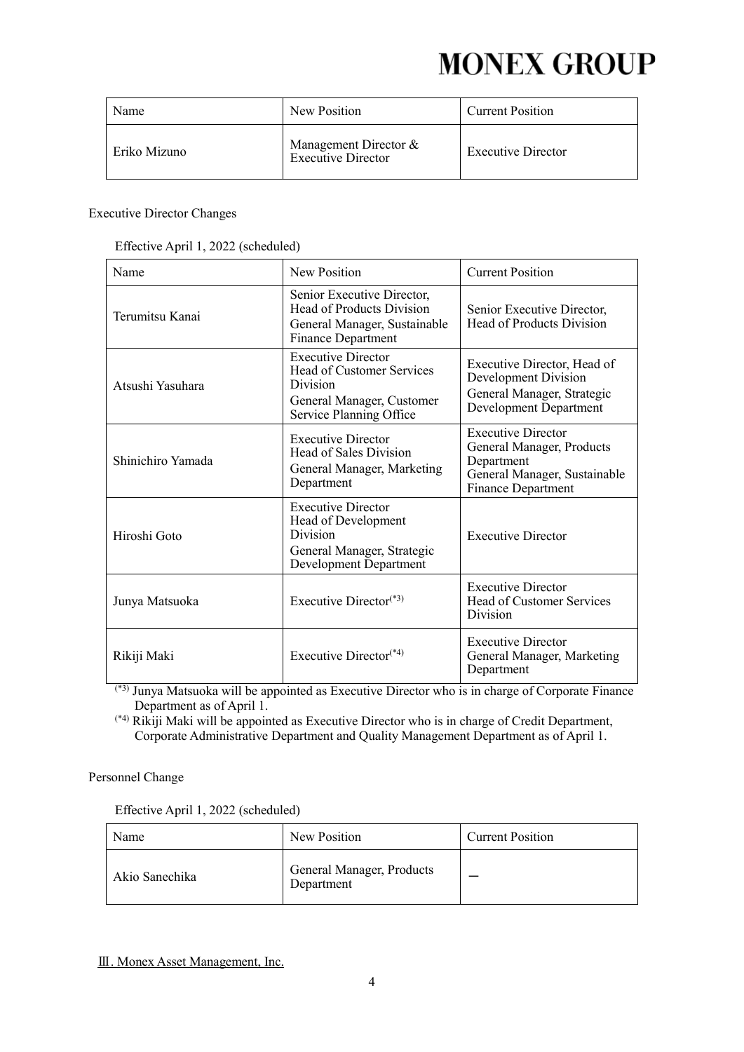| Name | New Position | Current Position |
| --- | --- | --- |
| Eriko Mizuno | Management Director & Executive Director | Executive Director |

Executive Director Changes

Effective April 1, 2022 (scheduled)

| Name | New Position | Current Position |
| --- | --- | --- |
| Terumitsu Kanai | Senior Executive Director, Head of Products Division<br>General Manager, Sustainable Finance Department | Senior Executive Director, Head of Products Division |
| Atsushi Yasuhara | Executive Director<br>Head of Customer Services Division<br>General Manager, Customer Service Planning Office | Executive Director, Head of Development Division<br>General Manager, Strategic Development Department |
| Shinichiro Yamada | Executive Director<br>Head of Sales Division<br>General Manager, Marketing Department | Executive Director<br>General Manager, Products Department<br>General Manager, Sustainable Finance Department |
| Hiroshi Goto | Executive Director<br>Head of Development Division<br>General Manager, Strategic Development Department | Executive Director |
| Junya Matsuoka | Executive Director(*3) | Executive Director<br>Head of Customer Services Division |
| Rikiji Maki | Executive Director(*4) | Executive Director<br>General Manager, Marketing Department |

(*3) Junya Matsuoka will be appointed as Executive Director who is in charge of Corporate Finance Department as of April 1.

(*4) Rikiji Maki will be appointed as Executive Director who is in charge of Credit Department, Corporate Administrative Department and Quality Management Department as of April 1.

Personnel Change

Effective April 1, 2022 (scheduled)

| Name | New Position | Current Position |
| --- | --- | --- |
| Akio Sanechika | General Manager, Products Department | — |

Ⅲ. Monex Asset Management, Inc.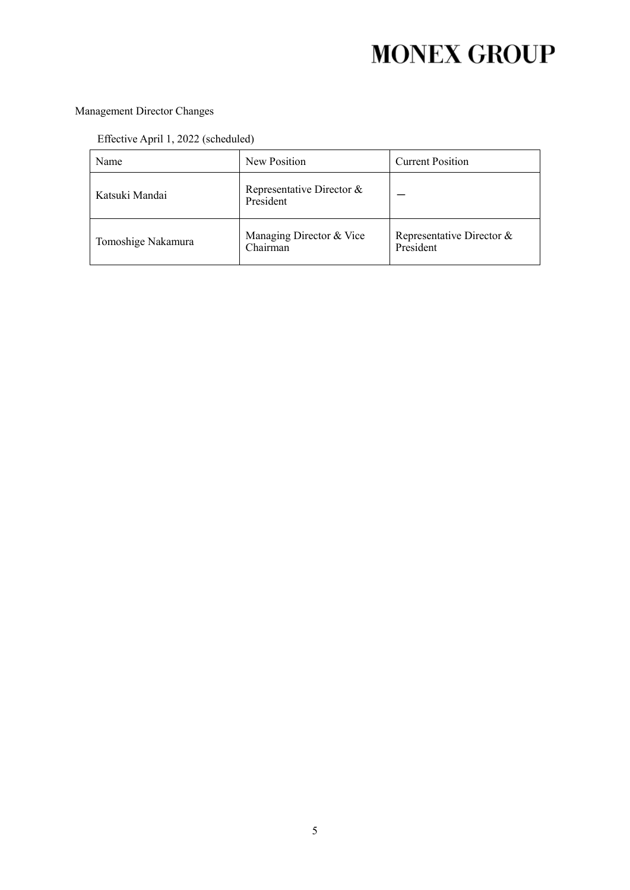Management Director Changes

Effective April 1, 2022 (scheduled)

| Name | New Position | Current Position |
|---|---|---|
| Katsuki Mandai | Representative Director & President | — |
| Tomoshige Nakamura | Managing Director & Vice Chairman | Representative Director & President |